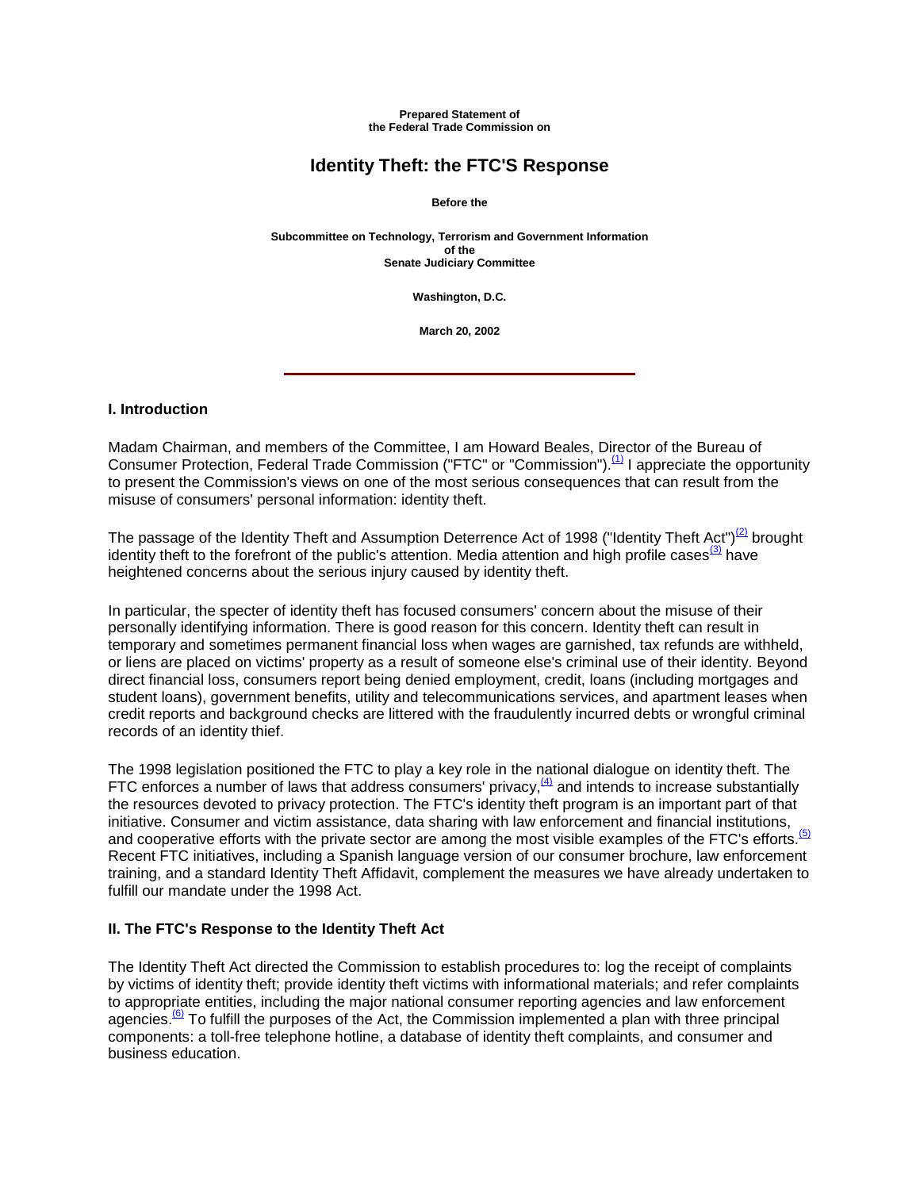**Prepared Statement of**
**the Federal Trade Commission on**

# Identity Theft: the FTC'S Response

**Before the**

**Subcommittee on Technology, Terrorism and Government Information**
**of the**
**Senate Judiciary Committee**

**Washington, D.C.**

**March 20, 2002**

---

## I. Introduction

Madam Chairman, and members of the Committee, I am Howard Beales, Director of the Bureau of Consumer Protection, Federal Trade Commission ("FTC" or "Commission").[(1)] I appreciate the opportunity to present the Commission's views on one of the most serious consequences that can result from the misuse of consumers' personal information: identity theft.

The passage of the Identity Theft and Assumption Deterrence Act of 1998 ("Identity Theft Act")[(2)] brought identity theft to the forefront of the public's attention. Media attention and high profile cases[(3)] have heightened concerns about the serious injury caused by identity theft.

In particular, the specter of identity theft has focused consumers' concern about the misuse of their personally identifying information. There is good reason for this concern. Identity theft can result in temporary and sometimes permanent financial loss when wages are garnished, tax refunds are withheld, or liens are placed on victims' property as a result of someone else's criminal use of their identity. Beyond direct financial loss, consumers report being denied employment, credit, loans (including mortgages and student loans), government benefits, utility and telecommunications services, and apartment leases when credit reports and background checks are littered with the fraudulently incurred debts or wrongful criminal records of an identity thief.

The 1998 legislation positioned the FTC to play a key role in the national dialogue on identity theft. The FTC enforces a number of laws that address consumers' privacy,[(4)] and intends to increase substantially the resources devoted to privacy protection. The FTC's identity theft program is an important part of that initiative. Consumer and victim assistance, data sharing with law enforcement and financial institutions, and cooperative efforts with the private sector are among the most visible examples of the FTC's efforts.[(5)] Recent FTC initiatives, including a Spanish language version of our consumer brochure, law enforcement training, and a standard Identity Theft Affidavit, complement the measures we have already undertaken to fulfill our mandate under the 1998 Act.

## II. The FTC's Response to the Identity Theft Act

The Identity Theft Act directed the Commission to establish procedures to: log the receipt of complaints by victims of identity theft; provide identity theft victims with informational materials; and refer complaints to appropriate entities, including the major national consumer reporting agencies and law enforcement agencies.[(6)] To fulfill the purposes of the Act, the Commission implemented a plan with three principal components: a toll-free telephone hotline, a database of identity theft complaints, and consumer and business education.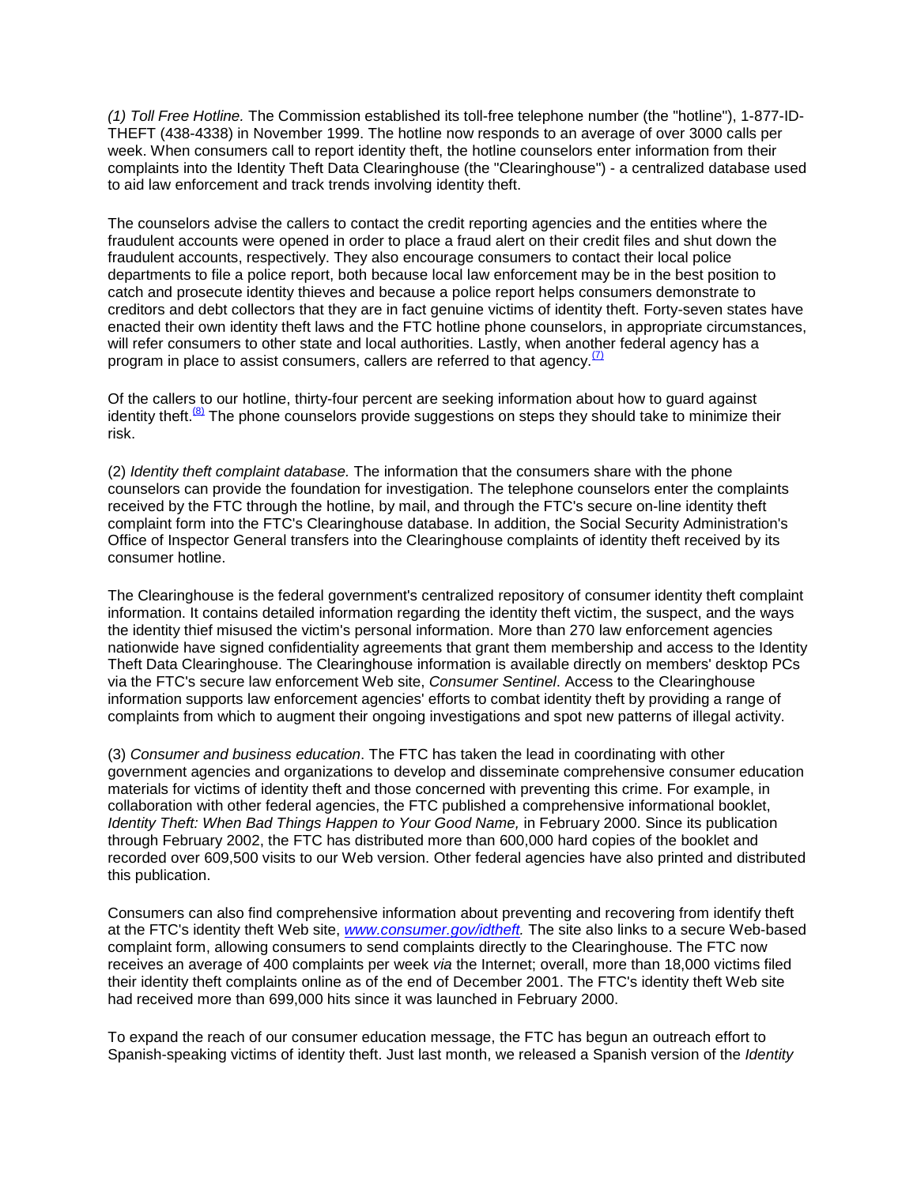*(1) Toll Free Hotline.* The Commission established its toll-free telephone number (the "hotline"), 1-877-ID-THEFT (438-4338) in November 1999. The hotline now responds to an average of over 3000 calls per week. When consumers call to report identity theft, the hotline counselors enter information from their complaints into the Identity Theft Data Clearinghouse (the "Clearinghouse") - a centralized database used to aid law enforcement and track trends involving identity theft.

The counselors advise the callers to contact the credit reporting agencies and the entities where the fraudulent accounts were opened in order to place a fraud alert on their credit files and shut down the fraudulent accounts, respectively. They also encourage consumers to contact their local police departments to file a police report, both because local law enforcement may be in the best position to catch and prosecute identity thieves and because a police report helps consumers demonstrate to creditors and debt collectors that they are in fact genuine victims of identity theft. Forty-seven states have enacted their own identity theft laws and the FTC hotline phone counselors, in appropriate circumstances, will refer consumers to other state and local authorities. Lastly, when another federal agency has a program in place to assist consumers, callers are referred to that agency.[(7)]

Of the callers to our hotline, thirty-four percent are seeking information about how to guard against identity theft.[(8)] The phone counselors provide suggestions on steps they should take to minimize their risk.

(2) *Identity theft complaint database.* The information that the consumers share with the phone counselors can provide the foundation for investigation. The telephone counselors enter the complaints received by the FTC through the hotline, by mail, and through the FTC's secure on-line identity theft complaint form into the FTC's Clearinghouse database. In addition, the Social Security Administration's Office of Inspector General transfers into the Clearinghouse complaints of identity theft received by its consumer hotline.

The Clearinghouse is the federal government's centralized repository of consumer identity theft complaint information. It contains detailed information regarding the identity theft victim, the suspect, and the ways the identity thief misused the victim's personal information. More than 270 law enforcement agencies nationwide have signed confidentiality agreements that grant them membership and access to the Identity Theft Data Clearinghouse. The Clearinghouse information is available directly on members' desktop PCs via the FTC's secure law enforcement Web site, *Consumer Sentinel*. Access to the Clearinghouse information supports law enforcement agencies' efforts to combat identity theft by providing a range of complaints from which to augment their ongoing investigations and spot new patterns of illegal activity.

(3) *Consumer and business education*. The FTC has taken the lead in coordinating with other government agencies and organizations to develop and disseminate comprehensive consumer education materials for victims of identity theft and those concerned with preventing this crime. For example, in collaboration with other federal agencies, the FTC published a comprehensive informational booklet, *Identity Theft: When Bad Things Happen to Your Good Name,* in February 2000. Since its publication through February 2002, the FTC has distributed more than 600,000 hard copies of the booklet and recorded over 609,500 visits to our Web version. Other federal agencies have also printed and distributed this publication.

Consumers can also find comprehensive information about preventing and recovering from identify theft at the FTC's identity theft Web site, *www.consumer.gov/idtheft.* The site also links to a secure Web-based complaint form, allowing consumers to send complaints directly to the Clearinghouse. The FTC now receives an average of 400 complaints per week *via* the Internet; overall, more than 18,000 victims filed their identity theft complaints online as of the end of December 2001. The FTC's identity theft Web site had received more than 699,000 hits since it was launched in February 2000.

To expand the reach of our consumer education message, the FTC has begun an outreach effort to Spanish-speaking victims of identity theft. Just last month, we released a Spanish version of the *Identity*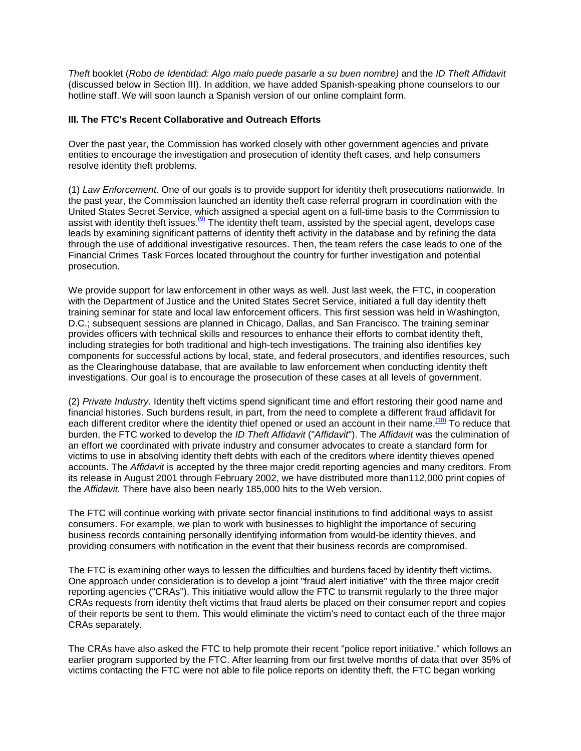*Theft* booklet (*Robo de Identidad: Algo malo puede pasarle a su buen nombre)* and the *ID Theft Affidavit* (discussed below in Section III). In addition, we have added Spanish-speaking phone counselors to our hotline staff. We will soon launch a Spanish version of our online complaint form.

**III. The FTC's Recent Collaborative and Outreach Efforts**

Over the past year, the Commission has worked closely with other government agencies and private entities to encourage the investigation and prosecution of identity theft cases, and help consumers resolve identity theft problems.

(1) *Law Enforcement*. One of our goals is to provide support for identity theft prosecutions nationwide. In the past year, the Commission launched an identity theft case referral program in coordination with the United States Secret Service, which assigned a special agent on a full-time basis to the Commission to assist with identity theft issues.[(9)] The identity theft team, assisted by the special agent, develops case leads by examining significant patterns of identity theft activity in the database and by refining the data through the use of additional investigative resources. Then, the team refers the case leads to one of the Financial Crimes Task Forces located throughout the country for further investigation and potential prosecution.

We provide support for law enforcement in other ways as well. Just last week, the FTC, in cooperation with the Department of Justice and the United States Secret Service, initiated a full day identity theft training seminar for state and local law enforcement officers. This first session was held in Washington, D.C.; subsequent sessions are planned in Chicago, Dallas, and San Francisco. The training seminar provides officers with technical skills and resources to enhance their efforts to combat identity theft, including strategies for both traditional and high-tech investigations. The training also identifies key components for successful actions by local, state, and federal prosecutors, and identifies resources, such as the Clearinghouse database, that are available to law enforcement when conducting identity theft investigations. Our goal is to encourage the prosecution of these cases at all levels of government.

(2) *Private Industry.* Identity theft victims spend significant time and effort restoring their good name and financial histories. Such burdens result, in part, from the need to complete a different fraud affidavit for each different creditor where the identity thief opened or used an account in their name.[(10)] To reduce that burden, the FTC worked to develop the *ID Theft Affidavit* ("*Affidavit*"). The *Affidavit* was the culmination of an effort we coordinated with private industry and consumer advocates to create a standard form for victims to use in absolving identity theft debts with each of the creditors where identity thieves opened accounts. The *Affidavit* is accepted by the three major credit reporting agencies and many creditors. From its release in August 2001 through February 2002, we have distributed more than112,000 print copies of the *Affidavit.* There have also been nearly 185,000 hits to the Web version.

The FTC will continue working with private sector financial institutions to find additional ways to assist consumers. For example, we plan to work with businesses to highlight the importance of securing business records containing personally identifying information from would-be identity thieves, and providing consumers with notification in the event that their business records are compromised.

The FTC is examining other ways to lessen the difficulties and burdens faced by identity theft victims. One approach under consideration is to develop a joint "fraud alert initiative" with the three major credit reporting agencies ("CRAs"). This initiative would allow the FTC to transmit regularly to the three major CRAs requests from identity theft victims that fraud alerts be placed on their consumer report and copies of their reports be sent to them. This would eliminate the victim's need to contact each of the three major CRAs separately.

The CRAs have also asked the FTC to help promote their recent "police report initiative," which follows an earlier program supported by the FTC. After learning from our first twelve months of data that over 35% of victims contacting the FTC were not able to file police reports on identity theft, the FTC began working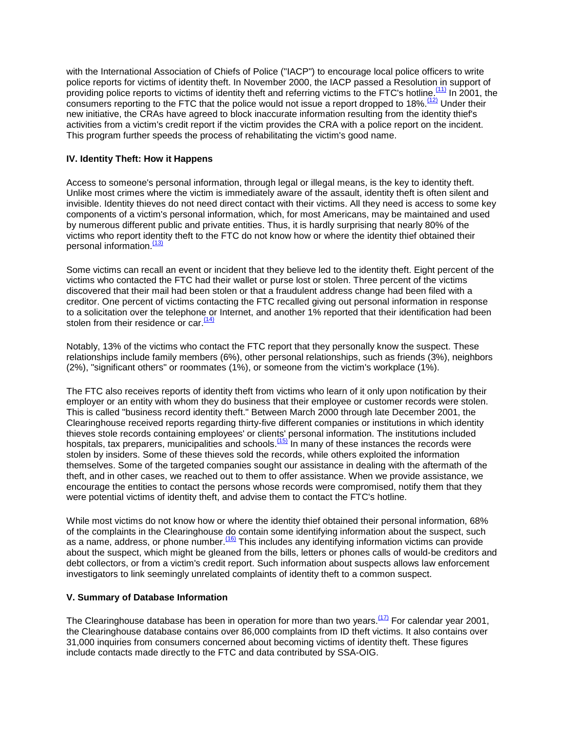with the International Association of Chiefs of Police ("IACP") to encourage local police officers to write police reports for victims of identity theft. In November 2000, the IACP passed a Resolution in support of providing police reports to victims of identity theft and referring victims to the FTC's hotline.[(11)] In 2001, the consumers reporting to the FTC that the police would not issue a report dropped to 18%.[(12)] Under their new initiative, the CRAs have agreed to block inaccurate information resulting from the identity thief's activities from a victim's credit report if the victim provides the CRA with a police report on the incident. This program further speeds the process of rehabilitating the victim's good name.

### IV. Identity Theft: How it Happens

Access to someone's personal information, through legal or illegal means, is the key to identity theft. Unlike most crimes where the victim is immediately aware of the assault, identity theft is often silent and invisible. Identity thieves do not need direct contact with their victims. All they need is access to some key components of a victim's personal information, which, for most Americans, may be maintained and used by numerous different public and private entities. Thus, it is hardly surprising that nearly 80% of the victims who report identity theft to the FTC do not know how or where the identity thief obtained their personal information.[(13)]

Some victims can recall an event or incident that they believe led to the identity theft. Eight percent of the victims who contacted the FTC had their wallet or purse lost or stolen. Three percent of the victims discovered that their mail had been stolen or that a fraudulent address change had been filed with a creditor. One percent of victims contacting the FTC recalled giving out personal information in response to a solicitation over the telephone or Internet, and another 1% reported that their identification had been stolen from their residence or car.[(14)]

Notably, 13% of the victims who contact the FTC report that they personally know the suspect. These relationships include family members (6%), other personal relationships, such as friends (3%), neighbors (2%), "significant others" or roommates (1%), or someone from the victim's workplace (1%).

The FTC also receives reports of identity theft from victims who learn of it only upon notification by their employer or an entity with whom they do business that their employee or customer records were stolen. This is called "business record identity theft." Between March 2000 through late December 2001, the Clearinghouse received reports regarding thirty-five different companies or institutions in which identity thieves stole records containing employees' or clients' personal information. The institutions included hospitals, tax preparers, municipalities and schools.[(15)] In many of these instances the records were stolen by insiders. Some of these thieves sold the records, while others exploited the information themselves. Some of the targeted companies sought our assistance in dealing with the aftermath of the theft, and in other cases, we reached out to them to offer assistance. When we provide assistance, we encourage the entities to contact the persons whose records were compromised, notify them that they were potential victims of identity theft, and advise them to contact the FTC's hotline.

While most victims do not know how or where the identity thief obtained their personal information, 68% of the complaints in the Clearinghouse do contain some identifying information about the suspect, such as a name, address, or phone number.[(16)] This includes any identifying information victims can provide about the suspect, which might be gleaned from the bills, letters or phones calls of would-be creditors and debt collectors, or from a victim's credit report. Such information about suspects allows law enforcement investigators to link seemingly unrelated complaints of identity theft to a common suspect.

### V. Summary of Database Information

The Clearinghouse database has been in operation for more than two years.[(17)] For calendar year 2001, the Clearinghouse database contains over 86,000 complaints from ID theft victims. It also contains over 31,000 inquiries from consumers concerned about becoming victims of identity theft. These figures include contacts made directly to the FTC and data contributed by SSA-OIG.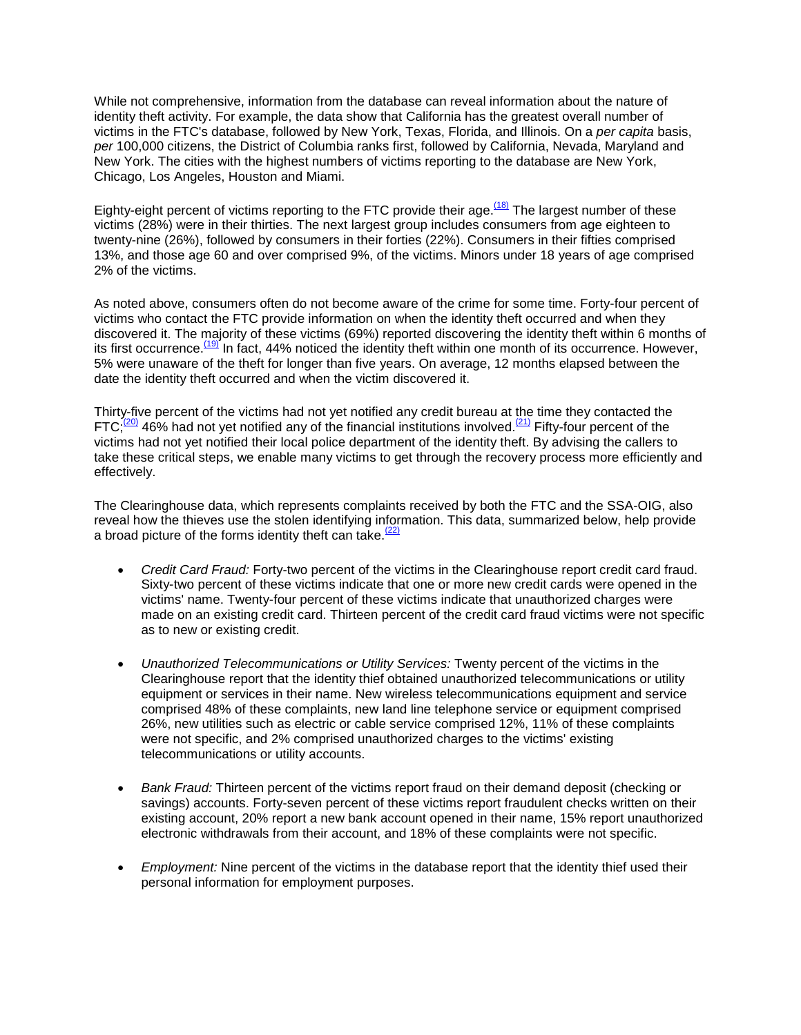While not comprehensive, information from the database can reveal information about the nature of identity theft activity. For example, the data show that California has the greatest overall number of victims in the FTC's database, followed by New York, Texas, Florida, and Illinois. On a *per capita* basis, *per* 100,000 citizens, the District of Columbia ranks first, followed by California, Nevada, Maryland and New York. The cities with the highest numbers of victims reporting to the database are New York, Chicago, Los Angeles, Houston and Miami.

Eighty-eight percent of victims reporting to the FTC provide their age.[(18)] The largest number of these victims (28%) were in their thirties. The next largest group includes consumers from age eighteen to twenty-nine (26%), followed by consumers in their forties (22%). Consumers in their fifties comprised 13%, and those age 60 and over comprised 9%, of the victims. Minors under 18 years of age comprised 2% of the victims.

As noted above, consumers often do not become aware of the crime for some time. Forty-four percent of victims who contact the FTC provide information on when the identity theft occurred and when they discovered it. The majority of these victims (69%) reported discovering the identity theft within 6 months of its first occurrence.[(19)] In fact, 44% noticed the identity theft within one month of its occurrence. However, 5% were unaware of the theft for longer than five years. On average, 12 months elapsed between the date the identity theft occurred and when the victim discovered it.

Thirty-five percent of the victims had not yet notified any credit bureau at the time they contacted the FTC;[(20)] 46% had not yet notified any of the financial institutions involved.[(21)] Fifty-four percent of the victims had not yet notified their local police department of the identity theft. By advising the callers to take these critical steps, we enable many victims to get through the recovery process more efficiently and effectively.

The Clearinghouse data, which represents complaints received by both the FTC and the SSA-OIG, also reveal how the thieves use the stolen identifying information. This data, summarized below, help provide a broad picture of the forms identity theft can take.[(22)]

- *Credit Card Fraud:* Forty-two percent of the victims in the Clearinghouse report credit card fraud. Sixty-two percent of these victims indicate that one or more new credit cards were opened in the victims' name. Twenty-four percent of these victims indicate that unauthorized charges were made on an existing credit card. Thirteen percent of the credit card fraud victims were not specific as to new or existing credit.

- *Unauthorized Telecommunications or Utility Services:* Twenty percent of the victims in the Clearinghouse report that the identity thief obtained unauthorized telecommunications or utility equipment or services in their name. New wireless telecommunications equipment and service comprised 48% of these complaints, new land line telephone service or equipment comprised 26%, new utilities such as electric or cable service comprised 12%, 11% of these complaints were not specific, and 2% comprised unauthorized charges to the victims' existing telecommunications or utility accounts.

- *Bank Fraud:* Thirteen percent of the victims report fraud on their demand deposit (checking or savings) accounts. Forty-seven percent of these victims report fraudulent checks written on their existing account, 20% report a new bank account opened in their name, 15% report unauthorized electronic withdrawals from their account, and 18% of these complaints were not specific.

- *Employment:* Nine percent of the victims in the database report that the identity thief used their personal information for employment purposes.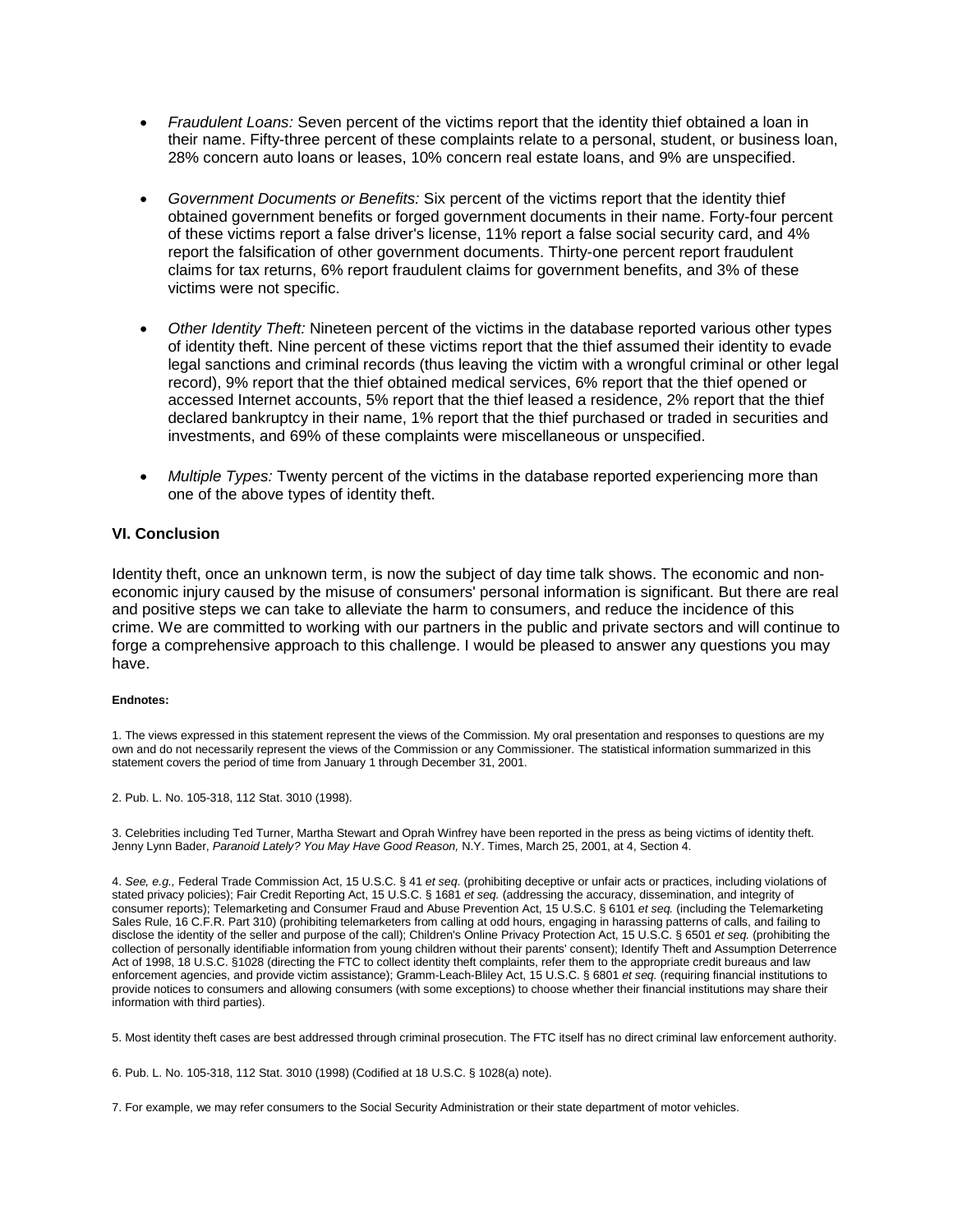- *Fraudulent Loans:* Seven percent of the victims report that the identity thief obtained a loan in their name. Fifty-three percent of these complaints relate to a personal, student, or business loan, 28% concern auto loans or leases, 10% concern real estate loans, and 9% are unspecified.

- *Government Documents or Benefits:* Six percent of the victims report that the identity thief obtained government benefits or forged government documents in their name. Forty-four percent of these victims report a false driver's license, 11% report a false social security card, and 4% report the falsification of other government documents. Thirty-one percent report fraudulent claims for tax returns, 6% report fraudulent claims for government benefits, and 3% of these victims were not specific.

- *Other Identity Theft:* Nineteen percent of the victims in the database reported various other types of identity theft. Nine percent of these victims report that the thief assumed their identity to evade legal sanctions and criminal records (thus leaving the victim with a wrongful criminal or other legal record), 9% report that the thief obtained medical services, 6% report that the thief opened or accessed Internet accounts, 5% report that the thief leased a residence, 2% report that the thief declared bankruptcy in their name, 1% report that the thief purchased or traded in securities and investments, and 69% of these complaints were miscellaneous or unspecified.

- *Multiple Types:* Twenty percent of the victims in the database reported experiencing more than one of the above types of identity theft.

### VI. Conclusion

Identity theft, once an unknown term, is now the subject of day time talk shows. The economic and non-economic injury caused by the misuse of consumers' personal information is significant. But there are real and positive steps we can take to alleviate the harm to consumers, and reduce the incidence of this crime. We are committed to working with our partners in the public and private sectors and will continue to forge a comprehensive approach to this challenge. I would be pleased to answer any questions you may have.

**Endnotes:**

1. The views expressed in this statement represent the views of the Commission. My oral presentation and responses to questions are my own and do not necessarily represent the views of the Commission or any Commissioner. The statistical information summarized in this statement covers the period of time from January 1 through December 31, 2001.

2. Pub. L. No. 105-318, 112 Stat. 3010 (1998).

3. Celebrities including Ted Turner, Martha Stewart and Oprah Winfrey have been reported in the press as being victims of identity theft. Jenny Lynn Bader, *Paranoid Lately? You May Have Good Reason,* N.Y. Times, March 25, 2001, at 4, Section 4.

4. *See, e.g.,* Federal Trade Commission Act, 15 U.S.C. § 41 *et seq*. (prohibiting deceptive or unfair acts or practices, including violations of stated privacy policies); Fair Credit Reporting Act, 15 U.S.C. § 1681 *et seq.* (addressing the accuracy, dissemination, and integrity of consumer reports); Telemarketing and Consumer Fraud and Abuse Prevention Act, 15 U.S.C. § 6101 *et seq.* (including the Telemarketing Sales Rule, 16 C.F.R. Part 310) (prohibiting telemarketers from calling at odd hours, engaging in harassing patterns of calls, and failing to disclose the identity of the seller and purpose of the call); Children's Online Privacy Protection Act, 15 U.S.C. § 6501 *et seq.* (prohibiting the collection of personally identifiable information from young children without their parents' consent); Identify Theft and Assumption Deterrence Act of 1998, 18 U.S.C. §1028 (directing the FTC to collect identity theft complaints, refer them to the appropriate credit bureaus and law enforcement agencies, and provide victim assistance); Gramm-Leach-Bliley Act, 15 U.S.C. § 6801 *et seq.* (requiring financial institutions to provide notices to consumers and allowing consumers (with some exceptions) to choose whether their financial institutions may share their information with third parties).

5. Most identity theft cases are best addressed through criminal prosecution. The FTC itself has no direct criminal law enforcement authority.

6. Pub. L. No. 105-318, 112 Stat. 3010 (1998) (Codified at 18 U.S.C. § 1028(a) note).

7. For example, we may refer consumers to the Social Security Administration or their state department of motor vehicles.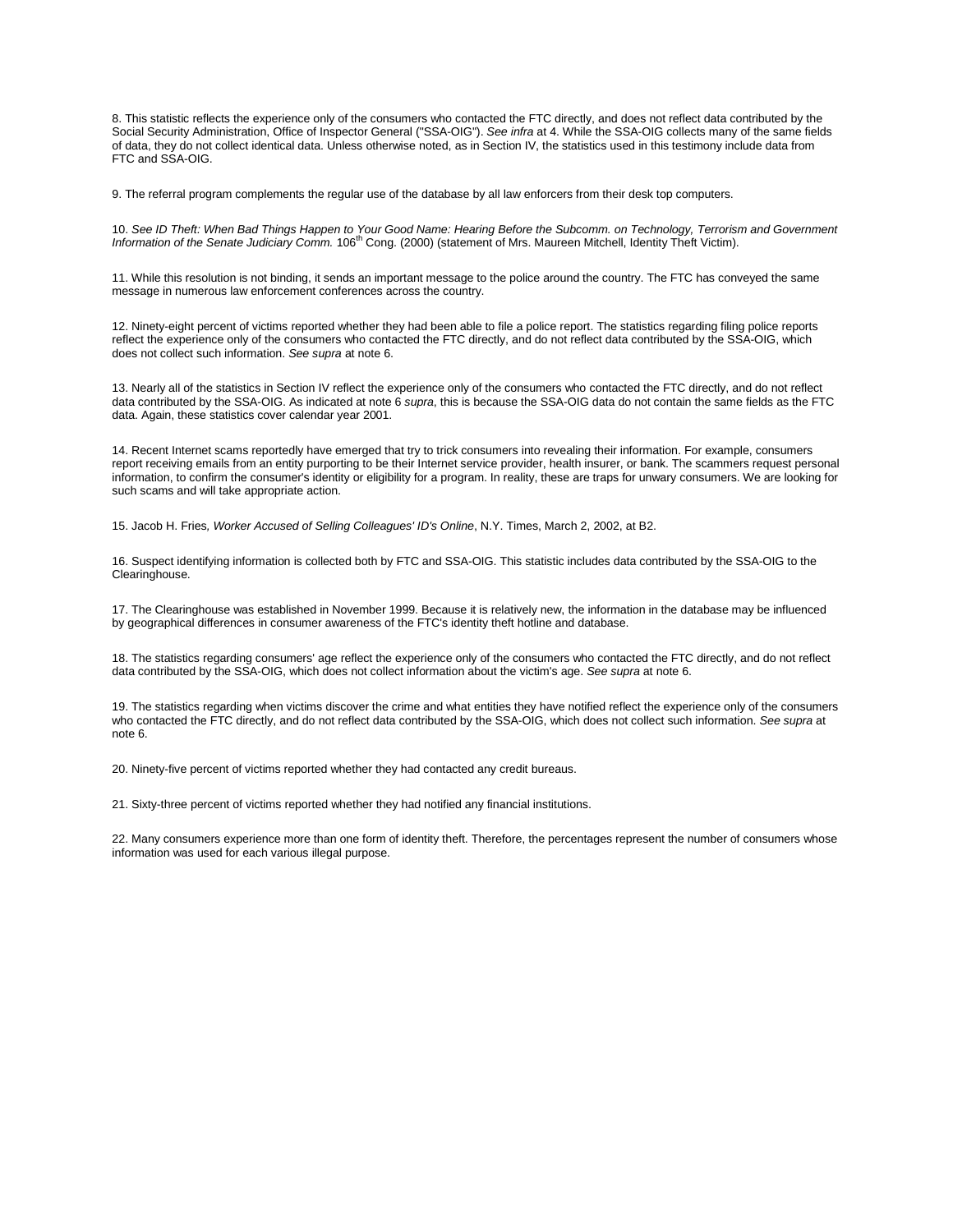8. This statistic reflects the experience only of the consumers who contacted the FTC directly, and does not reflect data contributed by the Social Security Administration, Office of Inspector General ("SSA-OIG"). *See infra* at 4. While the SSA-OIG collects many of the same fields of data, they do not collect identical data. Unless otherwise noted, as in Section IV, the statistics used in this testimony include data from FTC and SSA-OIG.

9. The referral program complements the regular use of the database by all law enforcers from their desk top computers.

10. *See ID Theft: When Bad Things Happen to Your Good Name: Hearing Before the Subcomm. on Technology, Terrorism and Government Information of the Senate Judiciary Comm.* 106th Cong. (2000) (statement of Mrs. Maureen Mitchell, Identity Theft Victim).

11. While this resolution is not binding, it sends an important message to the police around the country. The FTC has conveyed the same message in numerous law enforcement conferences across the country.

12. Ninety-eight percent of victims reported whether they had been able to file a police report. The statistics regarding filing police reports reflect the experience only of the consumers who contacted the FTC directly, and do not reflect data contributed by the SSA-OIG, which does not collect such information. *See supra* at note 6.

13. Nearly all of the statistics in Section IV reflect the experience only of the consumers who contacted the FTC directly, and do not reflect data contributed by the SSA-OIG. As indicated at note 6 *supra*, this is because the SSA-OIG data do not contain the same fields as the FTC data. Again, these statistics cover calendar year 2001.

14. Recent Internet scams reportedly have emerged that try to trick consumers into revealing their information. For example, consumers report receiving emails from an entity purporting to be their Internet service provider, health insurer, or bank. The scammers request personal information, to confirm the consumer's identity or eligibility for a program. In reality, these are traps for unwary consumers. We are looking for such scams and will take appropriate action.

15. Jacob H. Fries*, Worker Accused of Selling Colleagues' ID's Online*, N.Y. Times, March 2, 2002, at B2.

16. Suspect identifying information is collected both by FTC and SSA-OIG. This statistic includes data contributed by the SSA-OIG to the Clearinghouse.

17. The Clearinghouse was established in November 1999. Because it is relatively new, the information in the database may be influenced by geographical differences in consumer awareness of the FTC's identity theft hotline and database.

18. The statistics regarding consumers' age reflect the experience only of the consumers who contacted the FTC directly, and do not reflect data contributed by the SSA-OIG, which does not collect information about the victim's age. *See supra* at note 6.

19. The statistics regarding when victims discover the crime and what entities they have notified reflect the experience only of the consumers who contacted the FTC directly, and do not reflect data contributed by the SSA-OIG, which does not collect such information. *See supra* at note 6.

20. Ninety-five percent of victims reported whether they had contacted any credit bureaus.

21. Sixty-three percent of victims reported whether they had notified any financial institutions.

22. Many consumers experience more than one form of identity theft. Therefore, the percentages represent the number of consumers whose information was used for each various illegal purpose.